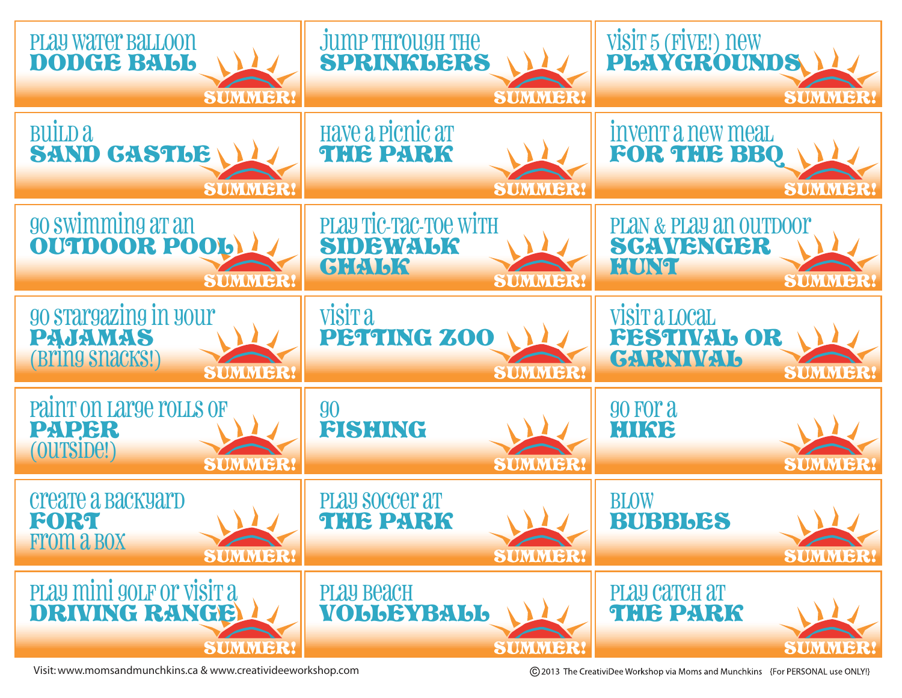| | | |
|---|---|---|
| Play water balloon **DODGE BALL** SUMMER! | Jump through the **SPRINKLERS** SUMMER! | Visit 5 (five!) new **PLAYGROUNDS** SUMMER! |
| Build a **SAND CASTLE** SUMMER! | Have a picnic at **THE PARK** SUMMER! | Invent a new meal **FOR THE BBQ** SUMMER! |
| Go swimming at an **OUTDOOR POOL** SUMMER! | Play tic-tac-toe with **SIDEWALK CHALK** SUMMER! | Plan & play an outdoor **SCAVENGER HUNT** SUMMER! |
| Go stargazing in your **PAJAMAS** (bring snacks!) SUMMER! | Visit a **PETTING ZOO** SUMMER! | Visit a local **FESTIVAL OR CARNIVAL** SUMMER! |
| Paint on large rolls of **PAPER** (outside!) SUMMER! | Go **FISHING** SUMMER! | Go for a **HIKE** SUMMER! |
| Create a backyard **FORT** from a box SUMMER! | Play soccer at **THE PARK** SUMMER! | Blow **BUBBLES** SUMMER! |
| Play mini golf or visit a **DRIVING RANGE** SUMMER! | Play beach **VOLLEYBALL** SUMMER! | Play catch at **THE PARK** SUMMER! |

Visit: www.momsandmunchkins.ca & www.creativideeworkshop.com

© 2013 The CreatiViDee Workshop via Moms and Munchkins {For PERSONAL use ONLY!}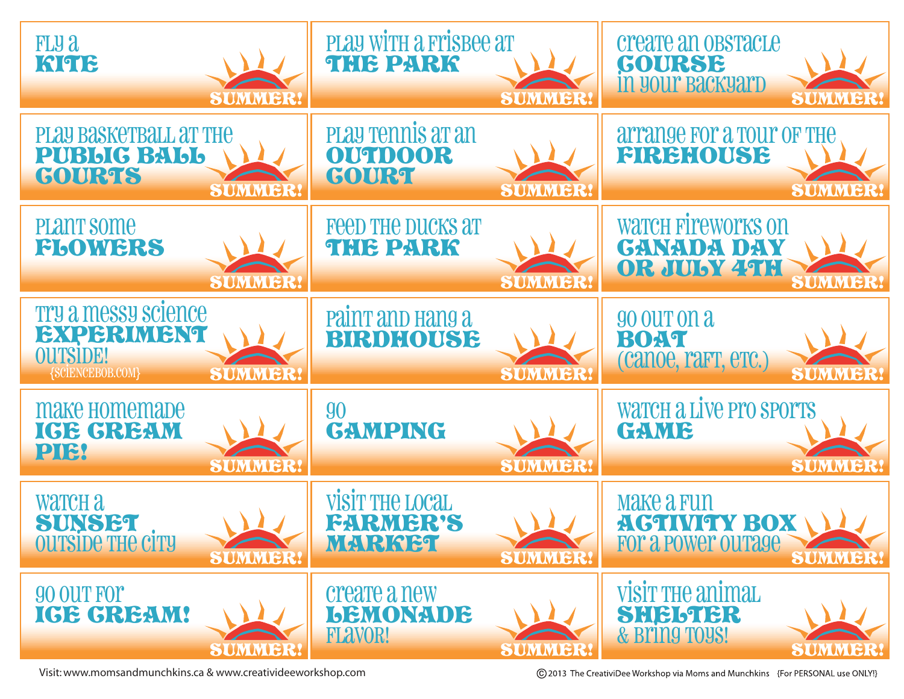| | | |
|---|---|---|
| Fly a **KITE** SUMMER! | Play with a Frisbee at **THE PARK** SUMMER! | Create an obstacle **COURSE** in your backyard SUMMER! |
| Play basketball at the **PUBLIC BALL COURTS** SUMMER! | Play tennis at an **OUTDOOR COURT** SUMMER! | Arrange for a tour of the **FIREHOUSE** SUMMER! |
| Plant some **FLOWERS** SUMMER! | Feed the ducks at **THE PARK** SUMMER! | Watch fireworks on **CANADA DAY OR JULY 4TH** SUMMER! |
| Try a messy science **EXPERIMENT** outside! {SCIENCEBOB.COM} SUMMER! | Paint and hang a **BIRDHOUSE** SUMMER! | Go out on a **BOAT** (canoe, raft, etc.) SUMMER! |
| Make homemade **ICE CREAM PIE!** SUMMER! | Go **CAMPING** SUMMER! | Watch a live pro sports **GAME** SUMMER! |
| Watch a **SUNSET** outside the city SUMMER! | Visit the local **FARMER'S MARKET** SUMMER! | Make a fun **ACTIVITY BOX** for a power outage SUMMER! |
| Go out for **ICE CREAM!** SUMMER! | Create a new **LEMONADE** flavor! SUMMER! | Visit the animal **SHELTER** & bring toys! SUMMER! |

Visit: www.momsandmunchkins.ca & www.creatividee workshop.com

©2013 The CreativiDee Workshop via Moms and Munchkins {For PERSONAL use ONLY!}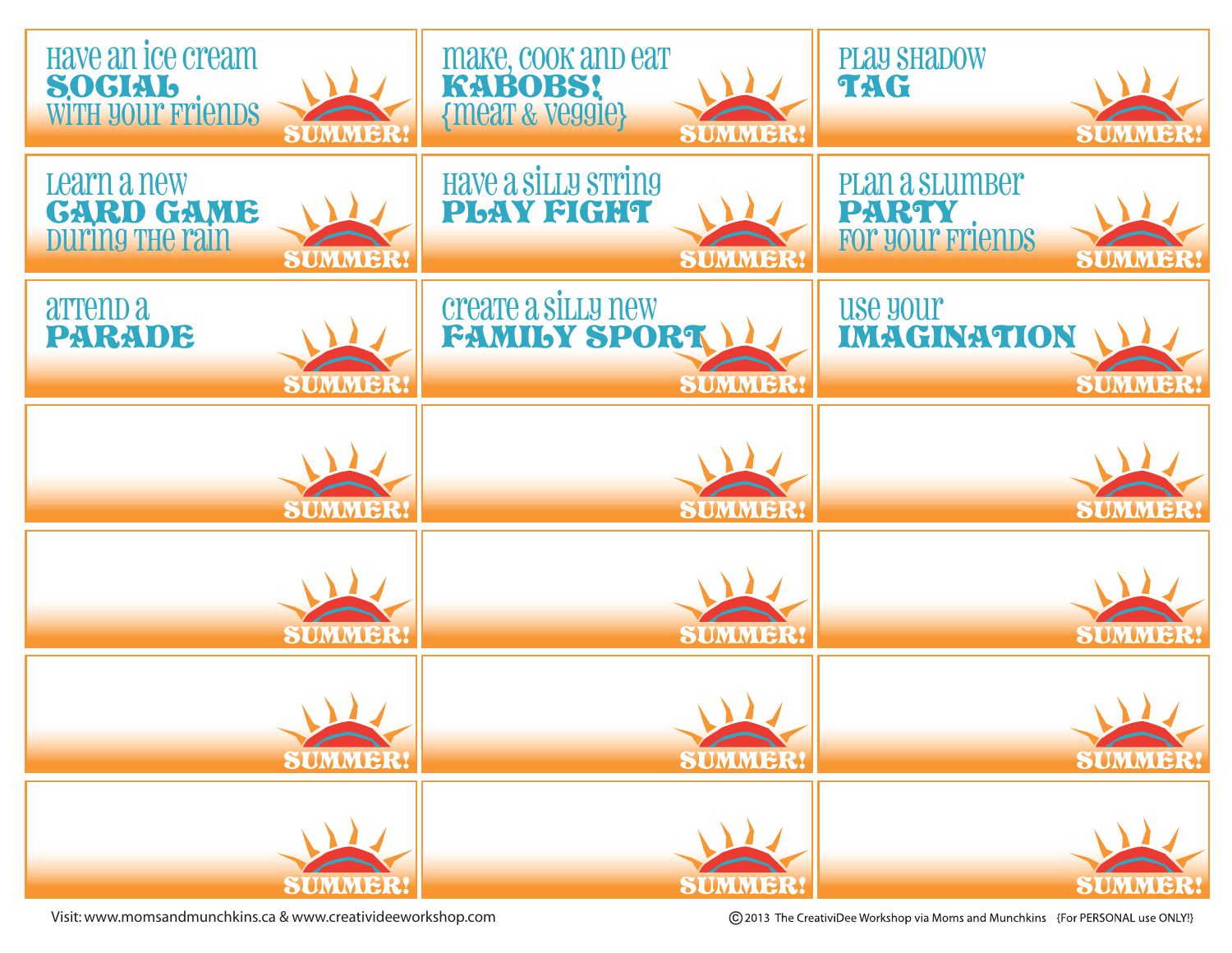Have an ice cream **SOCIAL** with your friends

SUMMER!

Make, cook and eat **KABOBS!** {meat & veggie}

SUMMER!

Play shadow **TAG**

SUMMER!

Learn a new **CARD GAME** during the rain

SUMMER!

Have a silly string **PLAY FIGHT**

SUMMER!

Plan a slumber **PARTY** for your friends

SUMMER!

Attend a **PARADE**

SUMMER!

Create a silly new **FAMILY SPORT**

SUMMER!

Use your **IMAGINATION**

SUMMER!

SUMMER!

SUMMER!

SUMMER!

SUMMER!

SUMMER!

SUMMER!

SUMMER!

SUMMER!

SUMMER!

SUMMER!

SUMMER!

SUMMER!

Visit: www.momsandmunchkins.ca & www.creatívideeworkshop.com

© 2013 The CreativiDee Workshop via Moms and Munchkins {For PERSONAL use ONLY!}